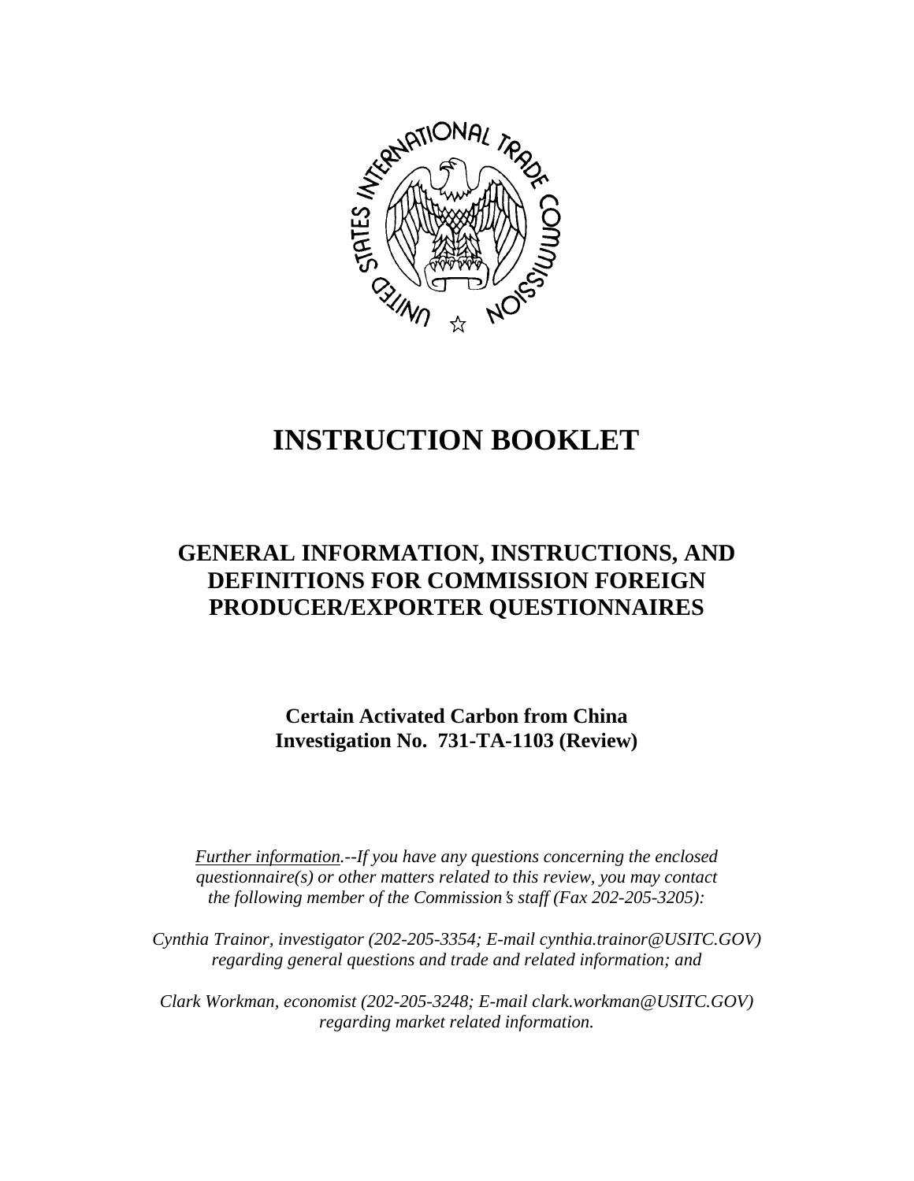# INSTRUCTION BOOKLET

## GENERAL INFORMATION, INSTRUCTIONS, AND DEFINITIONS FOR COMMISSION FOREIGN PRODUCER/EXPORTER QUESTIONNAIRES

**Certain Activated Carbon from China**
**Investigation No. 731-TA-1103 (Review)**

*Further information.--If you have any questions concerning the enclosed questionnaire(s) or other matters related to this review, you may contact the following member of the Commission's staff (Fax 202-205-3205):*

*Cynthia Trainor, investigator (202-205-3354; E-mail cynthia.trainor@USITC.GOV) regarding general questions and trade and related information; and*

*Clark Workman, economist (202-205-3248; E-mail clark.workman@USITC.GOV) regarding market related information.*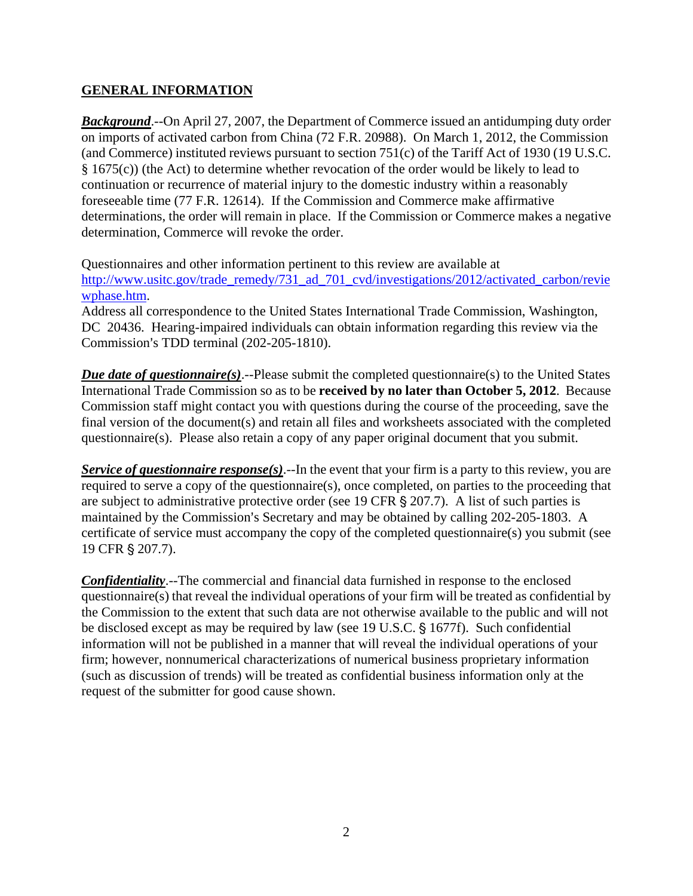## GENERAL INFORMATION

***Background***.--On April 27, 2007, the Department of Commerce issued an antidumping duty order on imports of activated carbon from China (72 F.R. 20988). On March 1, 2012, the Commission (and Commerce) instituted reviews pursuant to section 751(c) of the Tariff Act of 1930 (19 U.S.C. § 1675(c)) (the Act) to determine whether revocation of the order would be likely to lead to continuation or recurrence of material injury to the domestic industry within a reasonably foreseeable time (77 F.R. 12614). If the Commission and Commerce make affirmative determinations, the order will remain in place. If the Commission or Commerce makes a negative determination, Commerce will revoke the order.

Questionnaires and other information pertinent to this review are available at [http://www.usitc.gov/trade_remedy/731_ad_701_cvd/investigations/2012/activated_carbon/reviewphase.htm](http://www.usitc.gov/trade_remedy/731_ad_701_cvd/investigations/2012/activated_carbon/reviewphase.htm).
Address all correspondence to the United States International Trade Commission, Washington, DC 20436. Hearing-impaired individuals can obtain information regarding this review via the Commission's TDD terminal (202-205-1810).

***Due date of questionnaire(s)***.--Please submit the completed questionnaire(s) to the United States International Trade Commission so as to be **received by no later than October 5, 2012**. Because Commission staff might contact you with questions during the course of the proceeding, save the final version of the document(s) and retain all files and worksheets associated with the completed questionnaire(s). Please also retain a copy of any paper original document that you submit.

***Service of questionnaire response(s)***.--In the event that your firm is a party to this review, you are required to serve a copy of the questionnaire(s), once completed, on parties to the proceeding that are subject to administrative protective order (see 19 CFR § 207.7). A list of such parties is maintained by the Commission's Secretary and may be obtained by calling 202-205-1803. A certificate of service must accompany the copy of the completed questionnaire(s) you submit (see 19 CFR § 207.7).

***Confidentiality***.--The commercial and financial data furnished in response to the enclosed questionnaire(s) that reveal the individual operations of your firm will be treated as confidential by the Commission to the extent that such data are not otherwise available to the public and will not be disclosed except as may be required by law (see 19 U.S.C. § 1677f). Such confidential information will not be published in a manner that will reveal the individual operations of your firm; however, nonnumerical characterizations of numerical business proprietary information (such as discussion of trends) will be treated as confidential business information only at the request of the submitter for good cause shown.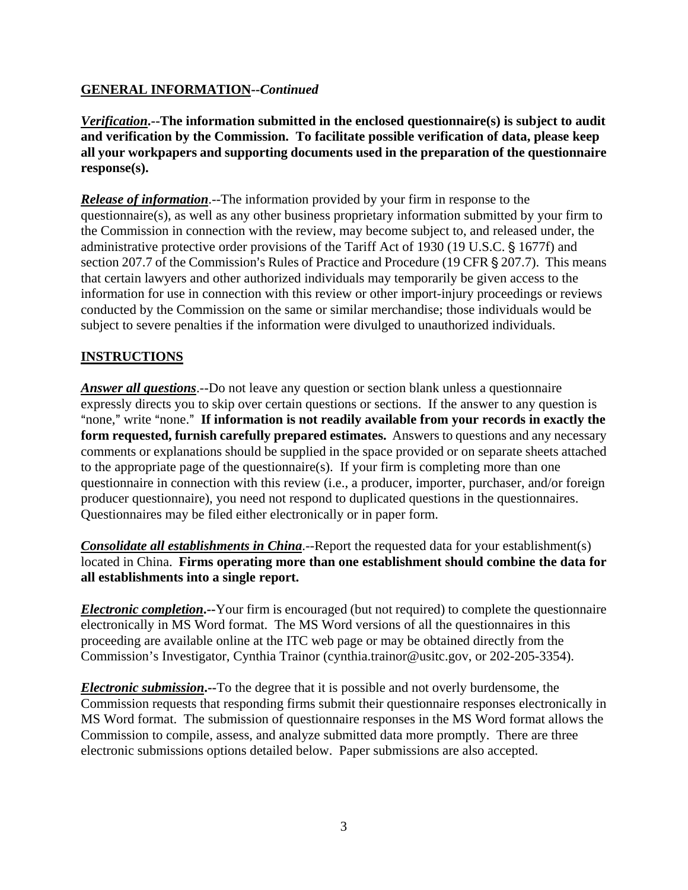**GENERAL INFORMATION--*Continued***

***Verification*.--The information submitted in the enclosed questionnaire(s) is subject to audit and verification by the Commission. To facilitate possible verification of data, please keep all your workpapers and supporting documents used in the preparation of the questionnaire response(s).**

***Release of information***.--The information provided by your firm in response to the questionnaire(s), as well as any other business proprietary information submitted by your firm to the Commission in connection with the review, may become subject to, and released under, the administrative protective order provisions of the Tariff Act of 1930 (19 U.S.C. § 1677f) and section 207.7 of the Commission's Rules of Practice and Procedure (19 CFR § 207.7). This means that certain lawyers and other authorized individuals may temporarily be given access to the information for use in connection with this review or other import-injury proceedings or reviews conducted by the Commission on the same or similar merchandise; those individuals would be subject to severe penalties if the information were divulged to unauthorized individuals.

**INSTRUCTIONS**

***Answer all questions***.--Do not leave any question or section blank unless a questionnaire expressly directs you to skip over certain questions or sections. If the answer to any question is "none," write "none." **If information is not readily available from your records in exactly the form requested, furnish carefully prepared estimates.** Answers to questions and any necessary comments or explanations should be supplied in the space provided or on separate sheets attached to the appropriate page of the questionnaire(s). If your firm is completing more than one questionnaire in connection with this review (i.e., a producer, importer, purchaser, and/or foreign producer questionnaire), you need not respond to duplicated questions in the questionnaires. Questionnaires may be filed either electronically or in paper form.

***Consolidate all establishments in China***.--Report the requested data for your establishment(s) located in China. **Firms operating more than one establishment should combine the data for all establishments into a single report.**

***Electronic completion*.--**Your firm is encouraged (but not required) to complete the questionnaire electronically in MS Word format. The MS Word versions of all the questionnaires in this proceeding are available online at the ITC web page or may be obtained directly from the Commission's Investigator, Cynthia Trainor (cynthia.trainor@usitc.gov, or 202-205-3354).

***Electronic submission*.--**To the degree that it is possible and not overly burdensome, the Commission requests that responding firms submit their questionnaire responses electronically in MS Word format. The submission of questionnaire responses in the MS Word format allows the Commission to compile, assess, and analyze submitted data more promptly. There are three electronic submissions options detailed below. Paper submissions are also accepted.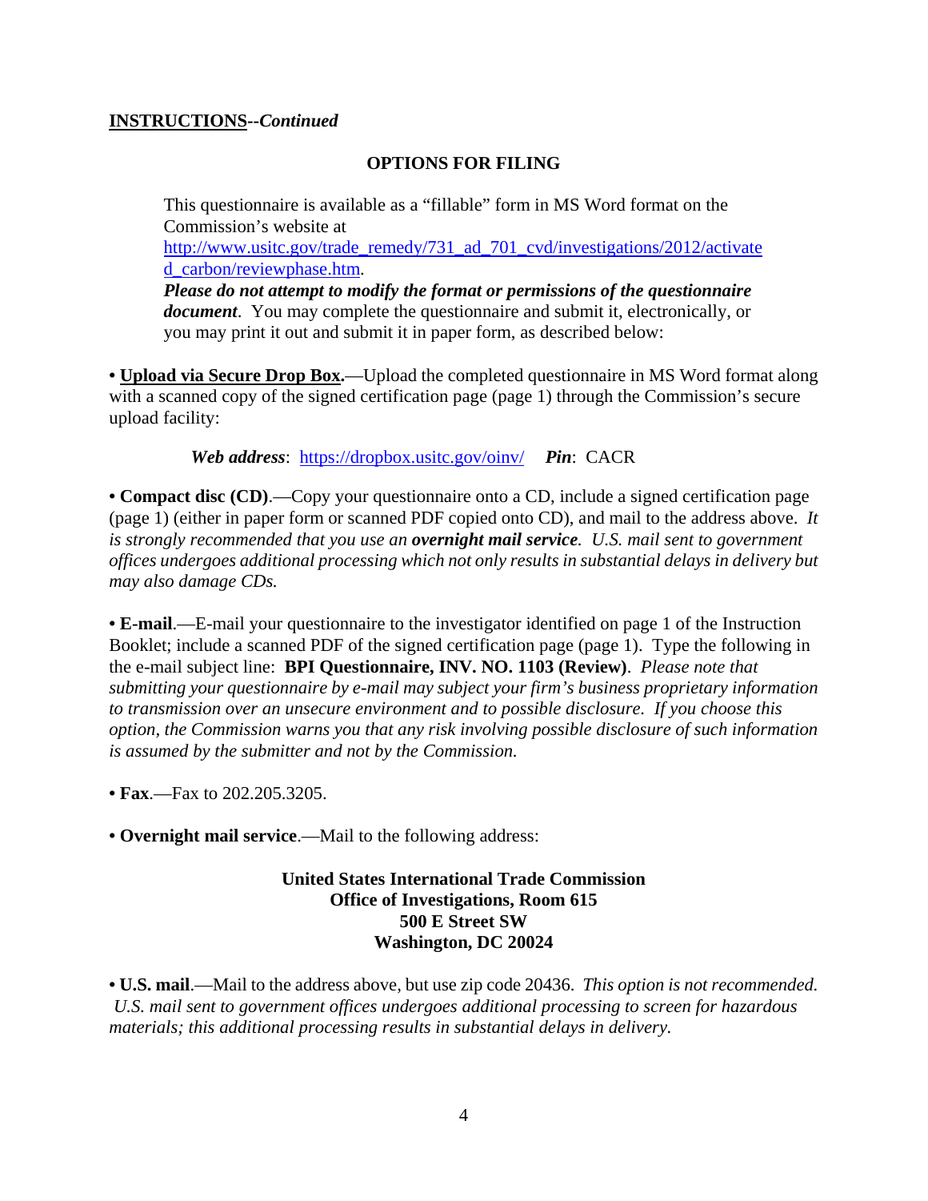**INSTRUCTIONS**--*Continued*

## OPTIONS FOR FILING

This questionnaire is available as a "fillable" form in MS Word format on the Commission's website at http://www.usitc.gov/trade_remedy/731_ad_701_cvd/investigations/2012/activated_carbon/reviewphase.htm. ***Please do not attempt to modify the format or permissions of the questionnaire document***. You may complete the questionnaire and submit it, electronically, or you may print it out and submit it in paper form, as described below:

• **Upload via Secure Drop Box.**—Upload the completed questionnaire in MS Word format along with a scanned copy of the signed certification page (page 1) through the Commission's secure upload facility:

***Web address***: https://dropbox.usitc.gov/oinv/ ***Pin***: CACR

• **Compact disc (CD)**.—Copy your questionnaire onto a CD, include a signed certification page (page 1) (either in paper form or scanned PDF copied onto CD), and mail to the address above. *It is strongly recommended that you use an* ***overnight mail service****. U.S. mail sent to government offices undergoes additional processing which not only results in substantial delays in delivery but may also damage CDs.*

• **E-mail**.—E-mail your questionnaire to the investigator identified on page 1 of the Instruction Booklet; include a scanned PDF of the signed certification page (page 1). Type the following in the e-mail subject line: **BPI Questionnaire, INV. NO. 1103 (Review)**. *Please note that submitting your questionnaire by e-mail may subject your firm's business proprietary information to transmission over an unsecure environment and to possible disclosure. If you choose this option, the Commission warns you that any risk involving possible disclosure of such information is assumed by the submitter and not by the Commission.*

• **Fax**.—Fax to 202.205.3205.

• **Overnight mail service**.—Mail to the following address:

**United States International Trade Commission**
**Office of Investigations, Room 615**
**500 E Street SW**
**Washington, DC 20024**

• **U.S. mail**.—Mail to the address above, but use zip code 20436. *This option is not recommended. U.S. mail sent to government offices undergoes additional processing to screen for hazardous materials; this additional processing results in substantial delays in delivery.*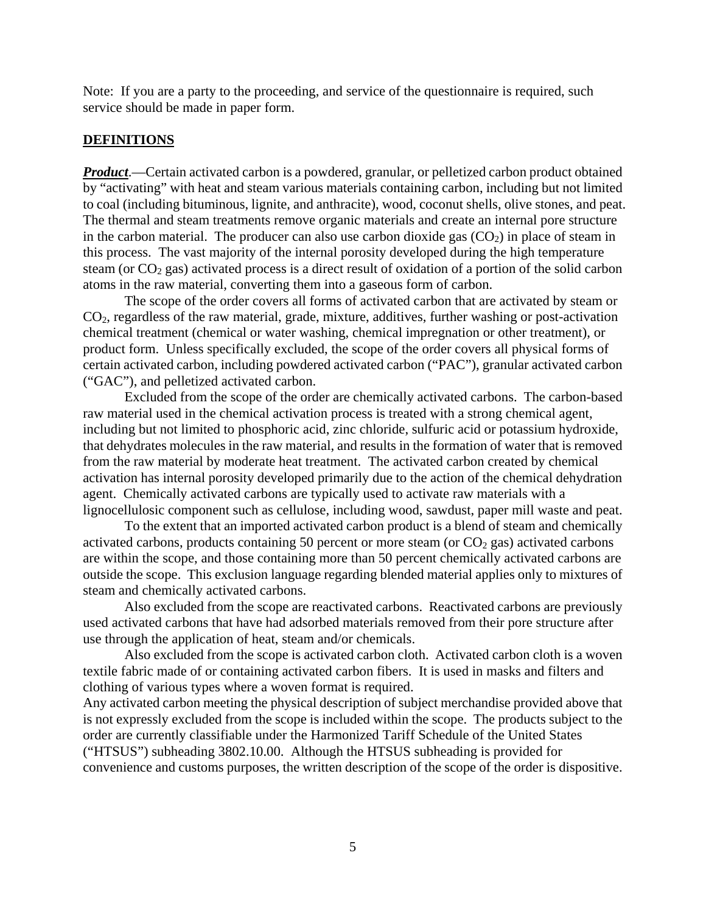Note: If you are a party to the proceeding, and service of the questionnaire is required, such service should be made in paper form.

## DEFINITIONS

***Product***.—Certain activated carbon is a powdered, granular, or pelletized carbon product obtained by "activating" with heat and steam various materials containing carbon, including but not limited to coal (including bituminous, lignite, and anthracite), wood, coconut shells, olive stones, and peat. The thermal and steam treatments remove organic materials and create an internal pore structure in the carbon material. The producer can also use carbon dioxide gas ($CO_2$) in place of steam in this process. The vast majority of the internal porosity developed during the high temperature steam (or $CO_2$ gas) activated process is a direct result of oxidation of a portion of the solid carbon atoms in the raw material, converting them into a gaseous form of carbon.

The scope of the order covers all forms of activated carbon that are activated by steam or $CO_2$, regardless of the raw material, grade, mixture, additives, further washing or post-activation chemical treatment (chemical or water washing, chemical impregnation or other treatment), or product form. Unless specifically excluded, the scope of the order covers all physical forms of certain activated carbon, including powdered activated carbon ("PAC"), granular activated carbon ("GAC"), and pelletized activated carbon.

Excluded from the scope of the order are chemically activated carbons. The carbon-based raw material used in the chemical activation process is treated with a strong chemical agent, including but not limited to phosphoric acid, zinc chloride, sulfuric acid or potassium hydroxide, that dehydrates molecules in the raw material, and results in the formation of water that is removed from the raw material by moderate heat treatment. The activated carbon created by chemical activation has internal porosity developed primarily due to the action of the chemical dehydration agent. Chemically activated carbons are typically used to activate raw materials with a lignocellulosic component such as cellulose, including wood, sawdust, paper mill waste and peat.

To the extent that an imported activated carbon product is a blend of steam and chemically activated carbons, products containing 50 percent or more steam (or $CO_2$ gas) activated carbons are within the scope, and those containing more than 50 percent chemically activated carbons are outside the scope. This exclusion language regarding blended material applies only to mixtures of steam and chemically activated carbons.

Also excluded from the scope are reactivated carbons. Reactivated carbons are previously used activated carbons that have had adsorbed materials removed from their pore structure after use through the application of heat, steam and/or chemicals.

Also excluded from the scope is activated carbon cloth. Activated carbon cloth is a woven textile fabric made of or containing activated carbon fibers. It is used in masks and filters and clothing of various types where a woven format is required.

Any activated carbon meeting the physical description of subject merchandise provided above that is not expressly excluded from the scope is included within the scope. The products subject to the order are currently classifiable under the Harmonized Tariff Schedule of the United States ("HTSUS") subheading 3802.10.00. Although the HTSUS subheading is provided for convenience and customs purposes, the written description of the scope of the order is dispositive.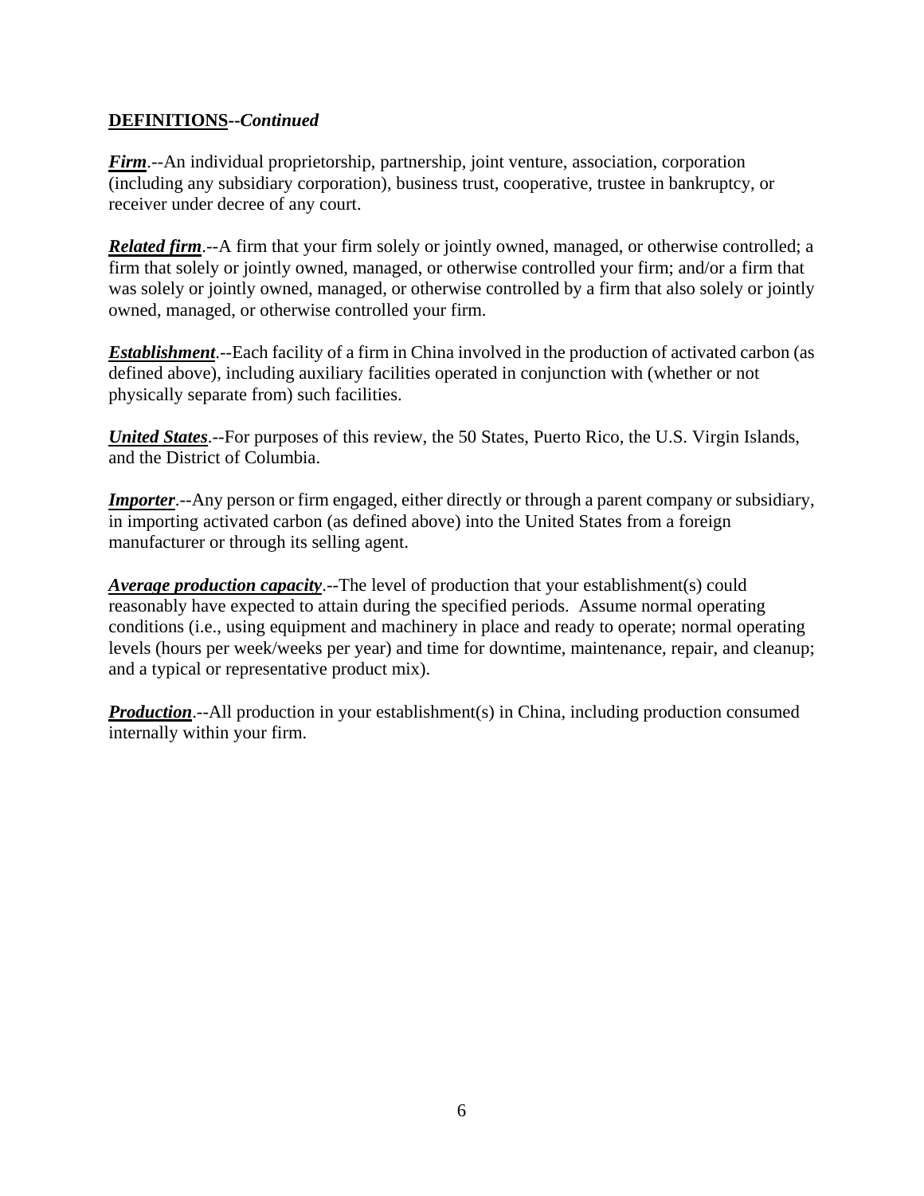**DEFINITIONS--*Continued***

***Firm***.--An individual proprietorship, partnership, joint venture, association, corporation (including any subsidiary corporation), business trust, cooperative, trustee in bankruptcy, or receiver under decree of any court.

***Related firm***.--A firm that your firm solely or jointly owned, managed, or otherwise controlled; a firm that solely or jointly owned, managed, or otherwise controlled your firm; and/or a firm that was solely or jointly owned, managed, or otherwise controlled by a firm that also solely or jointly owned, managed, or otherwise controlled your firm.

***Establishment***.--Each facility of a firm in China involved in the production of activated carbon (as defined above), including auxiliary facilities operated in conjunction with (whether or not physically separate from) such facilities.

***United States***.--For purposes of this review, the 50 States, Puerto Rico, the U.S. Virgin Islands, and the District of Columbia.

***Importer***.--Any person or firm engaged, either directly or through a parent company or subsidiary, in importing activated carbon (as defined above) into the United States from a foreign manufacturer or through its selling agent.

***Average production capacity***.--The level of production that your establishment(s) could reasonably have expected to attain during the specified periods. Assume normal operating conditions (i.e., using equipment and machinery in place and ready to operate; normal operating levels (hours per week/weeks per year) and time for downtime, maintenance, repair, and cleanup; and a typical or representative product mix).

***Production***.--All production in your establishment(s) in China, including production consumed internally within your firm.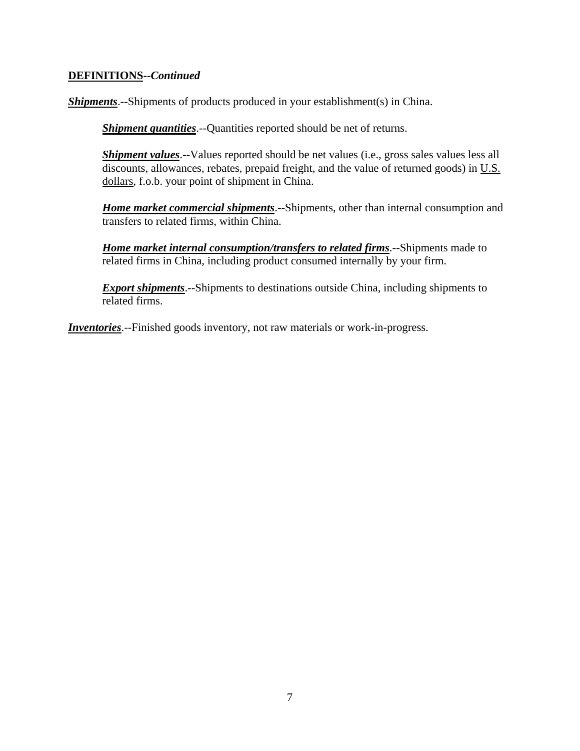**DEFINITIONS--*Continued***

***Shipments***.--Shipments of products produced in your establishment(s) in China.

> ***Shipment quantities***.--Quantities reported should be net of returns.
>
> ***Shipment values***.--Values reported should be net values (i.e., gross sales values less all discounts, allowances, rebates, prepaid freight, and the value of returned goods) in U.S. dollars, f.o.b. your point of shipment in China.
>
> ***Home market commercial shipments***.--Shipments, other than internal consumption and transfers to related firms, within China.
>
> ***Home market internal consumption/transfers to related firms***.--Shipments made to related firms in China, including product consumed internally by your firm.
>
> ***Export shipments***.--Shipments to destinations outside China, including shipments to related firms.

***Inventories***.--Finished goods inventory, not raw materials or work-in-progress.